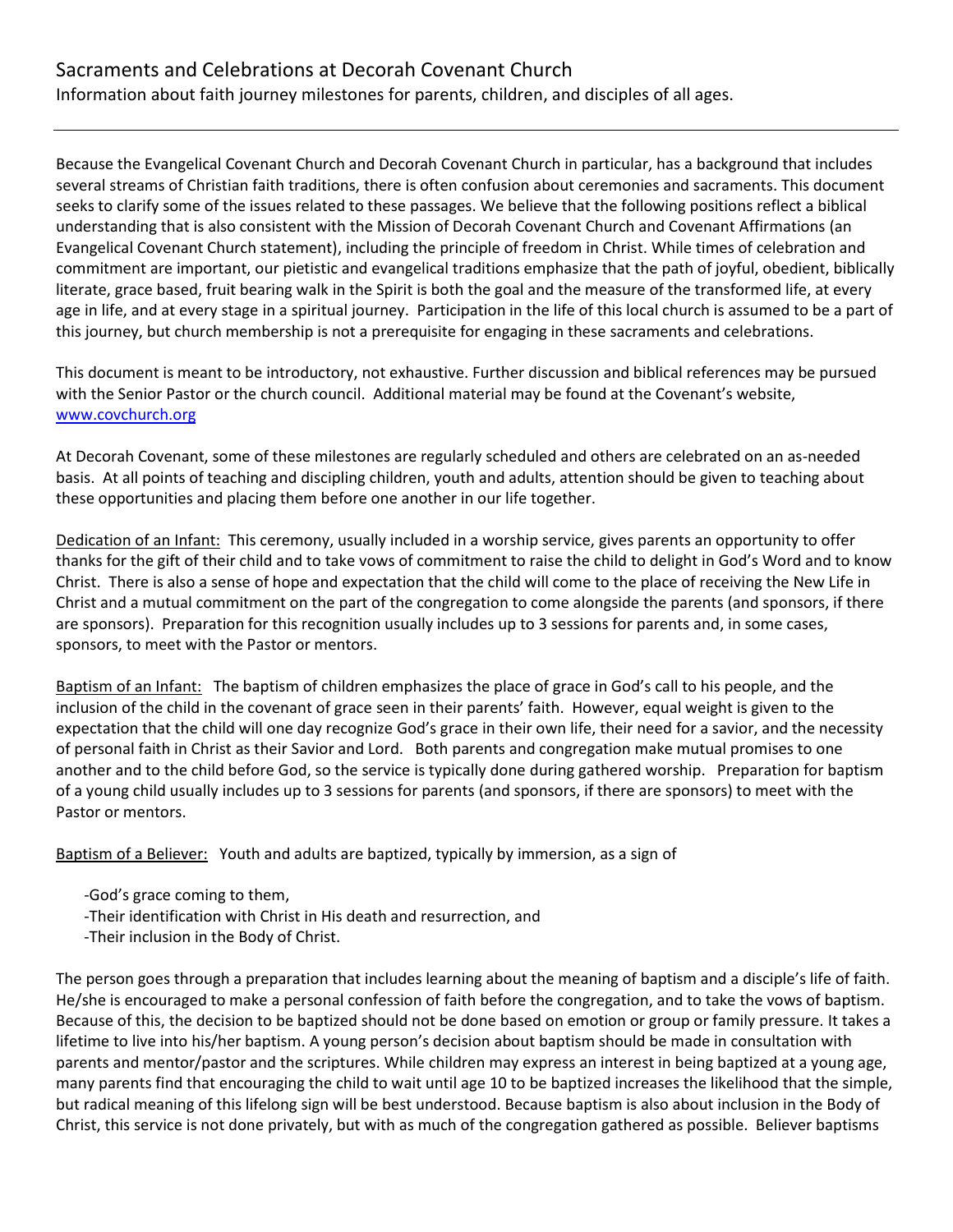# Sacraments and Celebrations at Decorah Covenant Church

Information about faith journey milestones for parents, children, and disciples of all ages.

---

Because the Evangelical Covenant Church and Decorah Covenant Church in particular, has a background that includes several streams of Christian faith traditions, there is often confusion about ceremonies and sacraments. This document seeks to clarify some of the issues related to these passages. We believe that the following positions reflect a biblical understanding that is also consistent with the Mission of Decorah Covenant Church and Covenant Affirmations (an Evangelical Covenant Church statement), including the principle of freedom in Christ. While times of celebration and commitment are important, our pietistic and evangelical traditions emphasize that the path of joyful, obedient, biblically literate, grace based, fruit bearing walk in the Spirit is both the goal and the measure of the transformed life, at every age in life, and at every stage in a spiritual journey. Participation in the life of this local church is assumed to be a part of this journey, but church membership is not a prerequisite for engaging in these sacraments and celebrations.

This document is meant to be introductory, not exhaustive. Further discussion and biblical references may be pursued with the Senior Pastor or the church council. Additional material may be found at the Covenant's website, [www.covchurch.org](www.covchurch.org)

At Decorah Covenant, some of these milestones are regularly scheduled and others are celebrated on an as-needed basis. At all points of teaching and discipling children, youth and adults, attention should be given to teaching about these opportunities and placing them before one another in our life together.

<u>Dedication of an Infant:</u> This ceremony, usually included in a worship service, gives parents an opportunity to offer thanks for the gift of their child and to take vows of commitment to raise the child to delight in God's Word and to know Christ. There is also a sense of hope and expectation that the child will come to the place of receiving the New Life in Christ and a mutual commitment on the part of the congregation to come alongside the parents (and sponsors, if there are sponsors). Preparation for this recognition usually includes up to 3 sessions for parents and, in some cases, sponsors, to meet with the Pastor or mentors.

<u>Baptism of an Infant:</u> The baptism of children emphasizes the place of grace in God's call to his people, and the inclusion of the child in the covenant of grace seen in their parents' faith. However, equal weight is given to the expectation that the child will one day recognize God's grace in their own life, their need for a savior, and the necessity of personal faith in Christ as their Savior and Lord. Both parents and congregation make mutual promises to one another and to the child before God, so the service is typically done during gathered worship. Preparation for baptism of a young child usually includes up to 3 sessions for parents (and sponsors, if there are sponsors) to meet with the Pastor or mentors.

<u>Baptism of a Believer:</u> Youth and adults are baptized, typically by immersion, as a sign of

- God's grace coming to them,
- Their identification with Christ in His death and resurrection, and
- Their inclusion in the Body of Christ.

The person goes through a preparation that includes learning about the meaning of baptism and a disciple's life of faith. He/she is encouraged to make a personal confession of faith before the congregation, and to take the vows of baptism. Because of this, the decision to be baptized should not be done based on emotion or group or family pressure. It takes a lifetime to live into his/her baptism. A young person's decision about baptism should be made in consultation with parents and mentor/pastor and the scriptures. While children may express an interest in being baptized at a young age, many parents find that encouraging the child to wait until age 10 to be baptized increases the likelihood that the simple, but radical meaning of this lifelong sign will be best understood. Because baptism is also about inclusion in the Body of Christ, this service is not done privately, but with as much of the congregation gathered as possible. Believer baptisms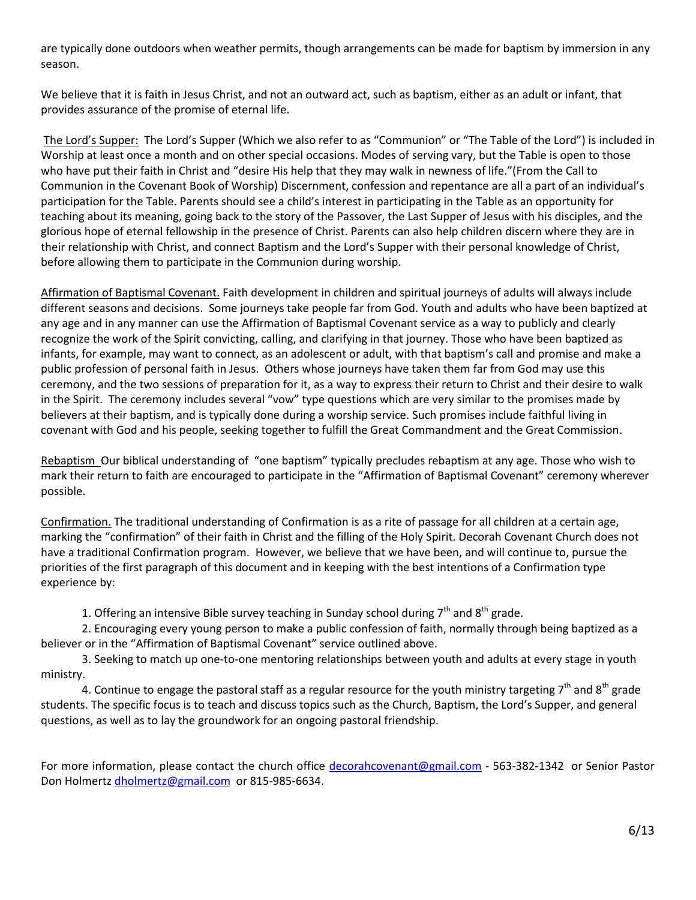are typically done outdoors when weather permits, though arrangements can be made for baptism by immersion in any season.

We believe that it is faith in Jesus Christ, and not an outward act, such as baptism, either as an adult or infant, that provides assurance of the promise of eternal life.

The Lord's Supper: The Lord's Supper (Which we also refer to as "Communion" or "The Table of the Lord") is included in Worship at least once a month and on other special occasions. Modes of serving vary, but the Table is open to those who have put their faith in Christ and "desire His help that they may walk in newness of life."(From the Call to Communion in the Covenant Book of Worship) Discernment, confession and repentance are all a part of an individual's participation for the Table. Parents should see a child's interest in participating in the Table as an opportunity for teaching about its meaning, going back to the story of the Passover, the Last Supper of Jesus with his disciples, and the glorious hope of eternal fellowship in the presence of Christ. Parents can also help children discern where they are in their relationship with Christ, and connect Baptism and the Lord's Supper with their personal knowledge of Christ, before allowing them to participate in the Communion during worship.

Affirmation of Baptismal Covenant. Faith development in children and spiritual journeys of adults will always include different seasons and decisions. Some journeys take people far from God. Youth and adults who have been baptized at any age and in any manner can use the Affirmation of Baptismal Covenant service as a way to publicly and clearly recognize the work of the Spirit convicting, calling, and clarifying in that journey. Those who have been baptized as infants, for example, may want to connect, as an adolescent or adult, with that baptism's call and promise and make a public profession of personal faith in Jesus. Others whose journeys have taken them far from God may use this ceremony, and the two sessions of preparation for it, as a way to express their return to Christ and their desire to walk in the Spirit. The ceremony includes several "vow" type questions which are very similar to the promises made by believers at their baptism, and is typically done during a worship service. Such promises include faithful living in covenant with God and his people, seeking together to fulfill the Great Commandment and the Great Commission.

Rebaptism Our biblical understanding of "one baptism" typically precludes rebaptism at any age. Those who wish to mark their return to faith are encouraged to participate in the "Affirmation of Baptismal Covenant" ceremony wherever possible.

Confirmation. The traditional understanding of Confirmation is as a rite of passage for all children at a certain age, marking the "confirmation" of their faith in Christ and the filling of the Holy Spirit. Decorah Covenant Church does not have a traditional Confirmation program. However, we believe that we have been, and will continue to, pursue the priorities of the first paragraph of this document and in keeping with the best intentions of a Confirmation type experience by:

1. Offering an intensive Bible survey teaching in Sunday school during 7th and 8th grade.
2. Encouraging every young person to make a public confession of faith, normally through being baptized as a believer or in the "Affirmation of Baptismal Covenant" service outlined above.
3. Seeking to match up one-to-one mentoring relationships between youth and adults at every stage in youth ministry.
4. Continue to engage the pastoral staff as a regular resource for the youth ministry targeting 7th and 8th grade students. The specific focus is to teach and discuss topics such as the Church, Baptism, the Lord's Supper, and general questions, as well as to lay the groundwork for an ongoing pastoral friendship.

For more information, please contact the church office decorahcovenant@gmail.com - 563-382-1342 or Senior Pastor Don Holmertz dholmertz@gmail.com or 815-985-6634.

6/13